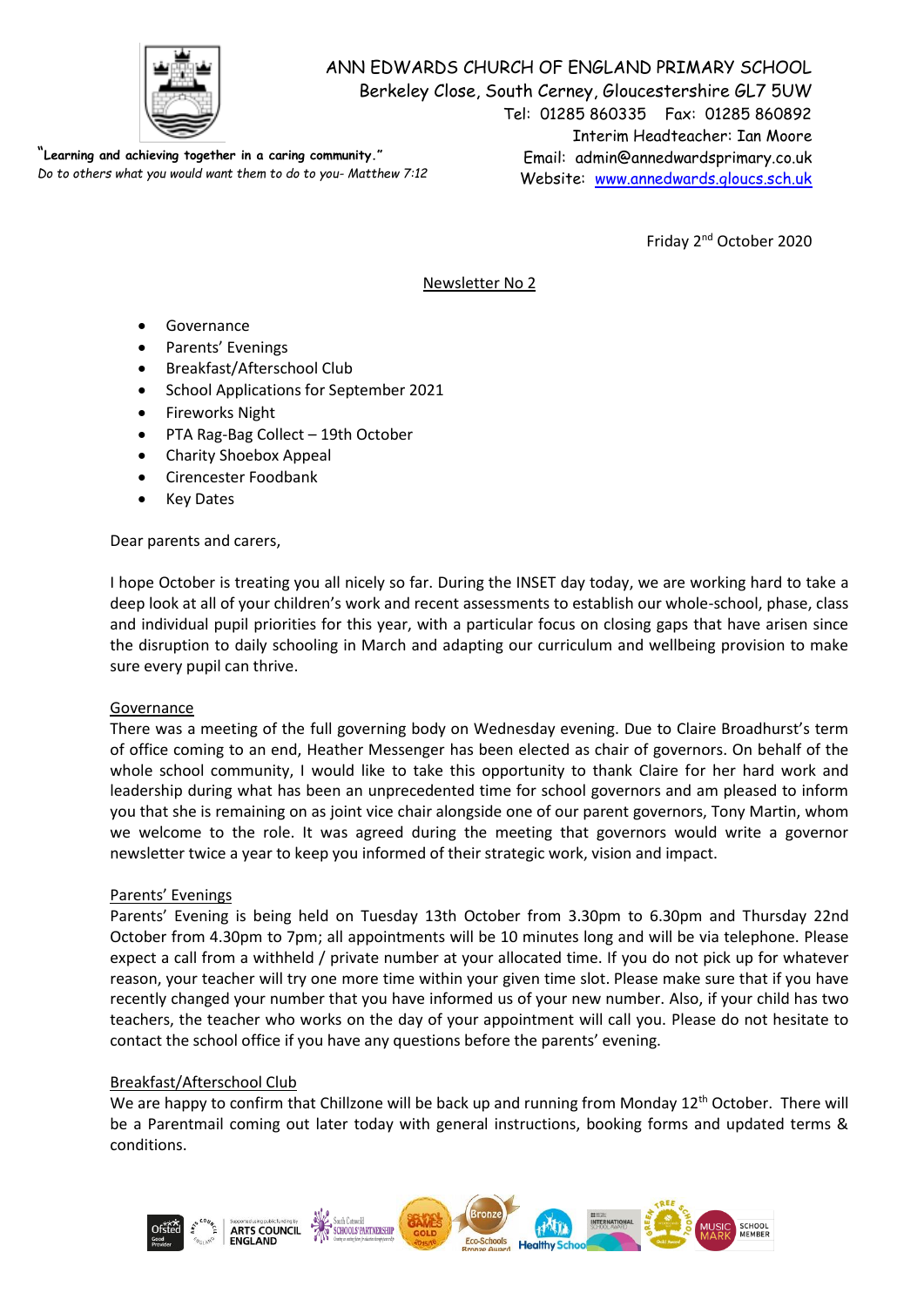# ANN EDWARDS CHURCH OF ENGLAND PRIMARY SCHOOL

Berkeley Close, South Cerney, Gloucestershire GL7 5UW
Tel: 01285 860335 Fax: 01285 860892
Interim Headteacher: Ian Moore
Email: admin@annedwardsprimary.co.uk
Website: [www.annedwards.gloucs.sch.uk](http://www.annedwards.gloucs.sch.uk)

**"Learning and achieving together in a caring community."**
*Do to others what you would want them to do to you- Matthew 7:12*

Friday 2nd October 2020

## Newsletter No 2

- Governance
- Parents' Evenings
- Breakfast/Afterschool Club
- School Applications for September 2021
- Fireworks Night
- PTA Rag-Bag Collect – 19th October
- Charity Shoebox Appeal
- Cirencester Foodbank
- Key Dates

Dear parents and carers,

I hope October is treating you all nicely so far. During the INSET day today, we are working hard to take a deep look at all of your children's work and recent assessments to establish our whole-school, phase, class and individual pupil priorities for this year, with a particular focus on closing gaps that have arisen since the disruption to daily schooling in March and adapting our curriculum and wellbeing provision to make sure every pupil can thrive.

### Governance

There was a meeting of the full governing body on Wednesday evening. Due to Claire Broadhurst's term of office coming to an end, Heather Messenger has been elected as chair of governors. On behalf of the whole school community, I would like to take this opportunity to thank Claire for her hard work and leadership during what has been an unprecedented time for school governors and am pleased to inform you that she is remaining on as joint vice chair alongside one of our parent governors, Tony Martin, whom we welcome to the role. It was agreed during the meeting that governors would write a governor newsletter twice a year to keep you informed of their strategic work, vision and impact.

### Parents' Evenings

Parents' Evening is being held on Tuesday 13th October from 3.30pm to 6.30pm and Thursday 22nd October from 4.30pm to 7pm; all appointments will be 10 minutes long and will be via telephone. Please expect a call from a withheld / private number at your allocated time. If you do not pick up for whatever reason, your teacher will try one more time within your given time slot. Please make sure that if you have recently changed your number that you have informed us of your new number. Also, if your child has two teachers, the teacher who works on the day of your appointment will call you. Please do not hesitate to contact the school office if you have any questions before the parents' evening.

### Breakfast/Afterschool Club

We are happy to confirm that Chillzone will be back up and running from Monday 12th October. There will be a Parentmail coming out later today with general instructions, booking forms and updated terms & conditions.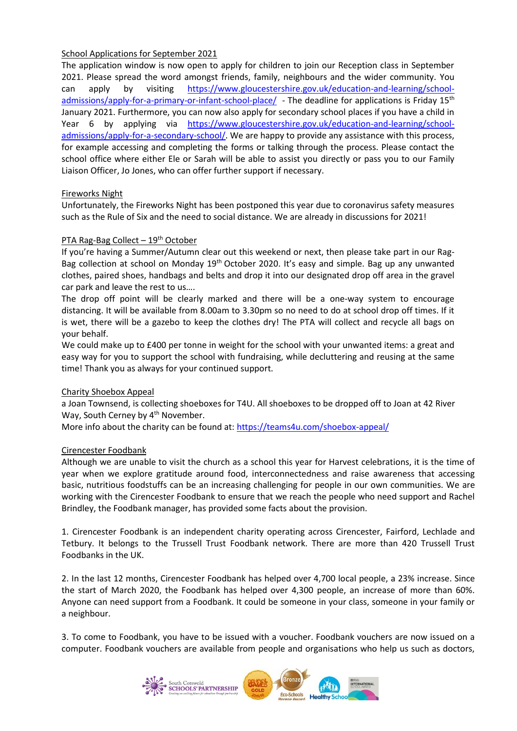## School Applications for September 2021

The application window is now open to apply for children to join our Reception class in September 2021. Please spread the word amongst friends, family, neighbours and the wider community. You can apply by visiting [https://www.gloucestershire.gov.uk/education-and-learning/school-admissions/apply-for-a-primary-or-infant-school-place/](https://www.gloucestershire.gov.uk/education-and-learning/school-admissions/apply-for-a-primary-or-infant-school-place/) - The deadline for applications is Friday 15th January 2021. Furthermore, you can now also apply for secondary school places if you have a child in Year 6 by applying via [https://www.gloucestershire.gov.uk/education-and-learning/school-admissions/apply-for-a-secondary-school/](https://www.gloucestershire.gov.uk/education-and-learning/school-admissions/apply-for-a-secondary-school/). We are happy to provide any assistance with this process, for example accessing and completing the forms or talking through the process. Please contact the school office where either Ele or Sarah will be able to assist you directly or pass you to our Family Liaison Officer, Jo Jones, who can offer further support if necessary.

## Fireworks Night

Unfortunately, the Fireworks Night has been postponed this year due to coronavirus safety measures such as the Rule of Six and the need to social distance. We are already in discussions for 2021!

## PTA Rag-Bag Collect – 19th October

If you're having a Summer/Autumn clear out this weekend or next, then please take part in our Rag-Bag collection at school on Monday 19th October 2020. It's easy and simple. Bag up any unwanted clothes, paired shoes, handbags and belts and drop it into our designated drop off area in the gravel car park and leave the rest to us….

The drop off point will be clearly marked and there will be a one-way system to encourage distancing. It will be available from 8.00am to 3.30pm so no need to do at school drop off times. If it is wet, there will be a gazebo to keep the clothes dry! The PTA will collect and recycle all bags on your behalf.

We could make up to £400 per tonne in weight for the school with your unwanted items: a great and easy way for you to support the school with fundraising, while decluttering and reusing at the same time! Thank you as always for your continued support.

## Charity Shoebox Appeal

a Joan Townsend, is collecting shoeboxes for T4U. All shoeboxes to be dropped off to Joan at 42 River Way, South Cerney by 4th November.

More info about the charity can be found at: [https://teams4u.com/shoebox-appeal/](https://teams4u.com/shoebox-appeal/)

## Cirencester Foodbank

Although we are unable to visit the church as a school this year for Harvest celebrations, it is the time of year when we explore gratitude around food, interconnectedness and raise awareness that accessing basic, nutritious foodstuffs can be an increasing challenging for people in our own communities. We are working with the Cirencester Foodbank to ensure that we reach the people who need support and Rachel Brindley, the Foodbank manager, has provided some facts about the provision.

1. Cirencester Foodbank is an independent charity operating across Cirencester, Fairford, Lechlade and Tetbury. It belongs to the Trussell Trust Foodbank network. There are more than 420 Trussell Trust Foodbanks in the UK.

2. In the last 12 months, Cirencester Foodbank has helped over 4,700 local people, a 23% increase. Since the start of March 2020, the Foodbank has helped over 4,300 people, an increase of more than 60%. Anyone can need support from a Foodbank. It could be someone in your class, someone in your family or a neighbour.

3. To come to Foodbank, you have to be issued with a voucher. Foodbank vouchers are now issued on a computer. Foodbank vouchers are available from people and organisations who help us such as doctors,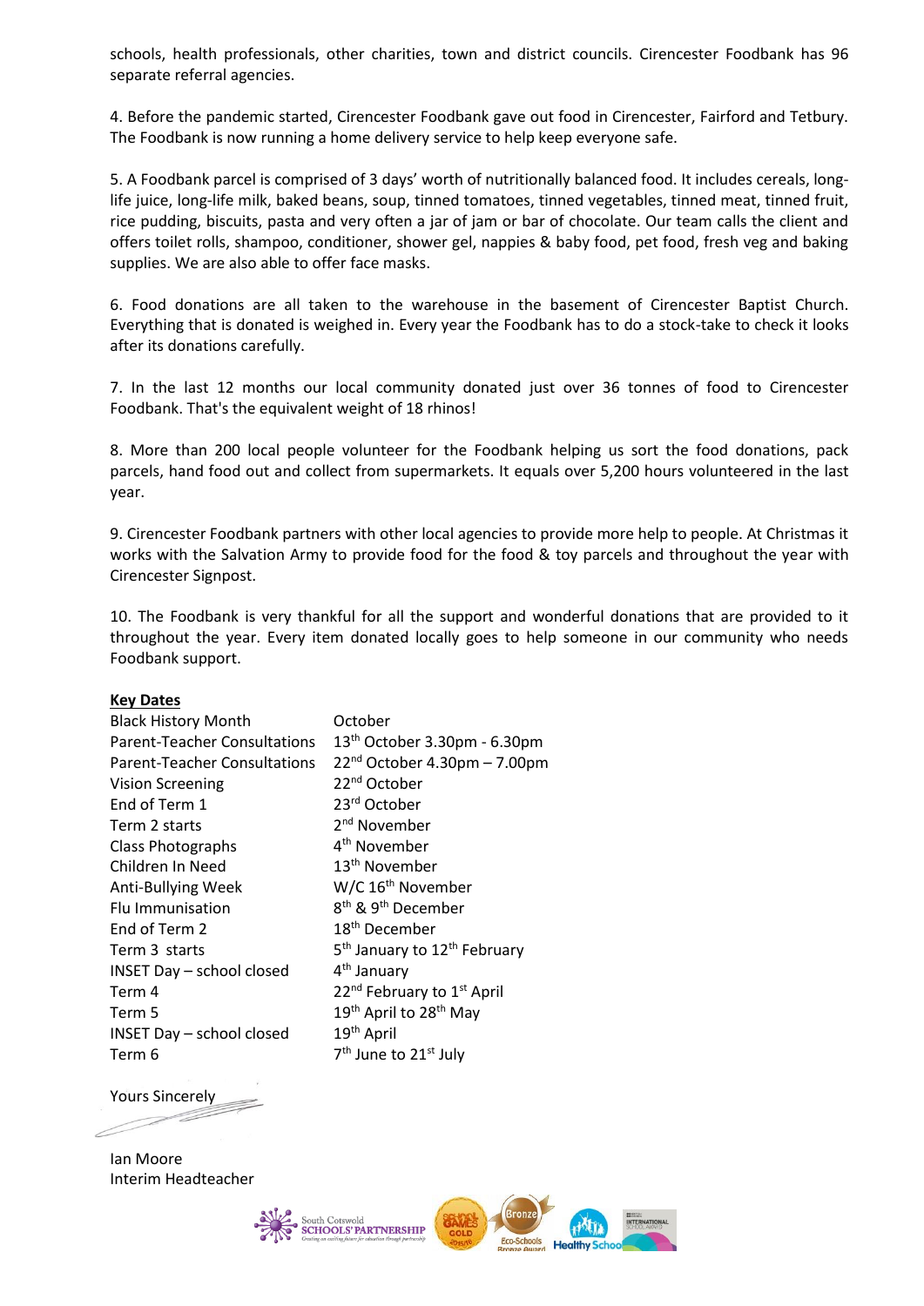schools, health professionals, other charities, town and district councils. Cirencester Foodbank has 96 separate referral agencies.

4. Before the pandemic started, Cirencester Foodbank gave out food in Cirencester, Fairford and Tetbury. The Foodbank is now running a home delivery service to help keep everyone safe.

5. A Foodbank parcel is comprised of 3 days' worth of nutritionally balanced food. It includes cereals, long-life juice, long-life milk, baked beans, soup, tinned tomatoes, tinned vegetables, tinned meat, tinned fruit, rice pudding, biscuits, pasta and very often a jar of jam or bar of chocolate. Our team calls the client and offers toilet rolls, shampoo, conditioner, shower gel, nappies & baby food, pet food, fresh veg and baking supplies. We are also able to offer face masks.

6. Food donations are all taken to the warehouse in the basement of Cirencester Baptist Church. Everything that is donated is weighed in. Every year the Foodbank has to do a stock-take to check it looks after its donations carefully.

7. In the last 12 months our local community donated just over 36 tonnes of food to Cirencester Foodbank. That's the equivalent weight of 18 rhinos!

8. More than 200 local people volunteer for the Foodbank helping us sort the food donations, pack parcels, hand food out and collect from supermarkets. It equals over 5,200 hours volunteered in the last year.

9. Cirencester Foodbank partners with other local agencies to provide more help to people. At Christmas it works with the Salvation Army to provide food for the food & toy parcels and throughout the year with Cirencester Signpost.

10. The Foodbank is very thankful for all the support and wonderful donations that are provided to it throughout the year. Every item donated locally goes to help someone in our community who needs Foodbank support.

**Key Dates**

| | |
|---|---|
| Black History Month | October |
| Parent-Teacher Consultations | 13th October 3.30pm - 6.30pm |
| Parent-Teacher Consultations | 22nd October 4.30pm – 7.00pm |
| Vision Screening | 22nd October |
| End of Term 1 | 23rd October |
| Term 2 starts | 2nd November |
| Class Photographs | 4th November |
| Children In Need | 13th November |
| Anti-Bullying Week | W/C 16th November |
| Flu Immunisation | 8th & 9th December |
| End of Term 2 | 18th December |
| Term 3 starts | 5th January to 12th February |
| INSET Day – school closed | 4th January |
| Term 4 | 22nd February to 1st April |
| Term 5 | 19th April to 28th May |
| INSET Day – school closed | 19th April |
| Term 6 | 7th June to 21st July |

Yours Sincerely

Ian Moore
Interim Headteacher